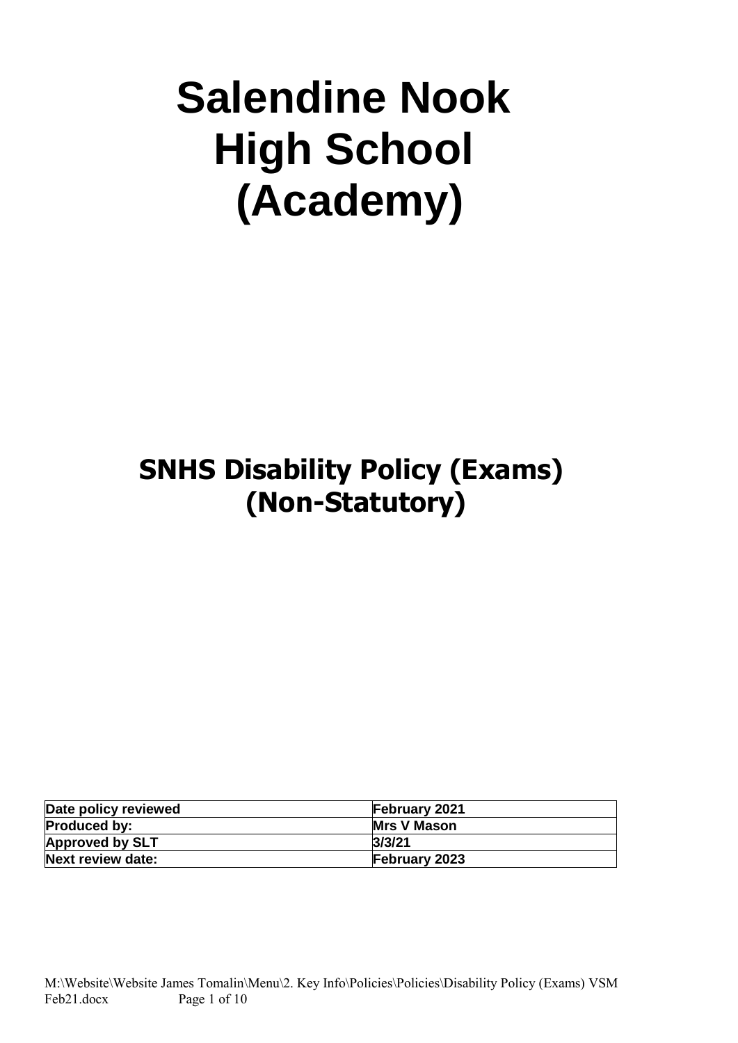# Salendine Nook High School (Academy)

## SNHS Disability Policy (Exams) (Non-Statutory)

| Date policy reviewed | February 2021 |
| --- | --- |
| Produced by: | Mrs V Mason |
| Approved by SLT | 3/3/21 |
| Next review date: | February 2023 |

M:\Website\Website James Tomalin\Menu\2. Key Info\Policies\Policies\Disability Policy (Exams) VSM Feb21.docx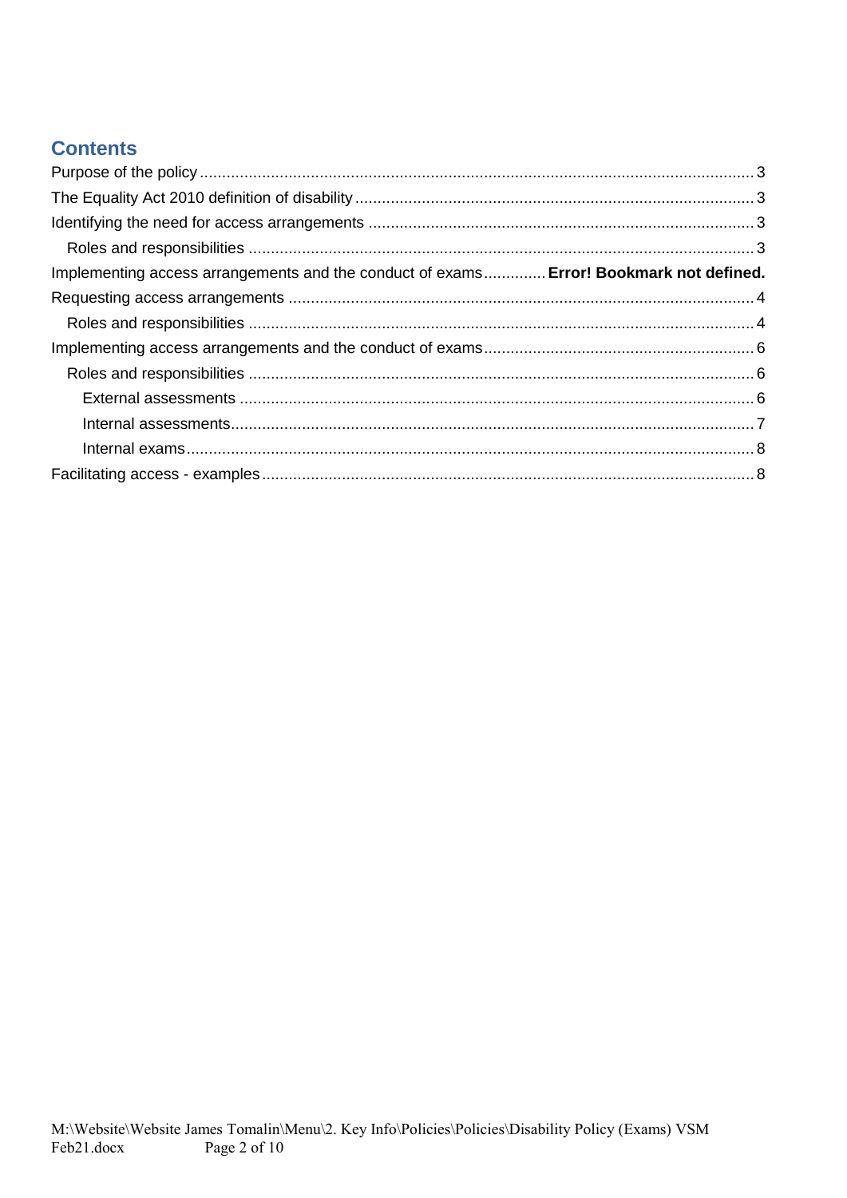## Contents

Purpose of the policy ........................................................................ 3
The Equality Act 2010 definition of disability ........................................................................ 3
Identifying the need for access arrangements ........................................................................ 3
  Roles and responsibilities ........................................................................ 3
Implementing access arrangements and the conduct of exams ............. **Error! Bookmark not defined.**
Requesting access arrangements ........................................................................ 4
  Roles and responsibilities ........................................................................ 4
Implementing access arrangements and the conduct of exams ........................................................................ 6
  Roles and responsibilities ........................................................................ 6
    External assessments ........................................................................ 6
    Internal assessments ........................................................................ 7
    Internal exams ........................................................................ 8
Facilitating access - examples ........................................................................ 8

M:\Website\Website James Tomalin\Menu\2. Key Info\Policies\Policies\Disability Policy (Exams) VSM Feb21.docx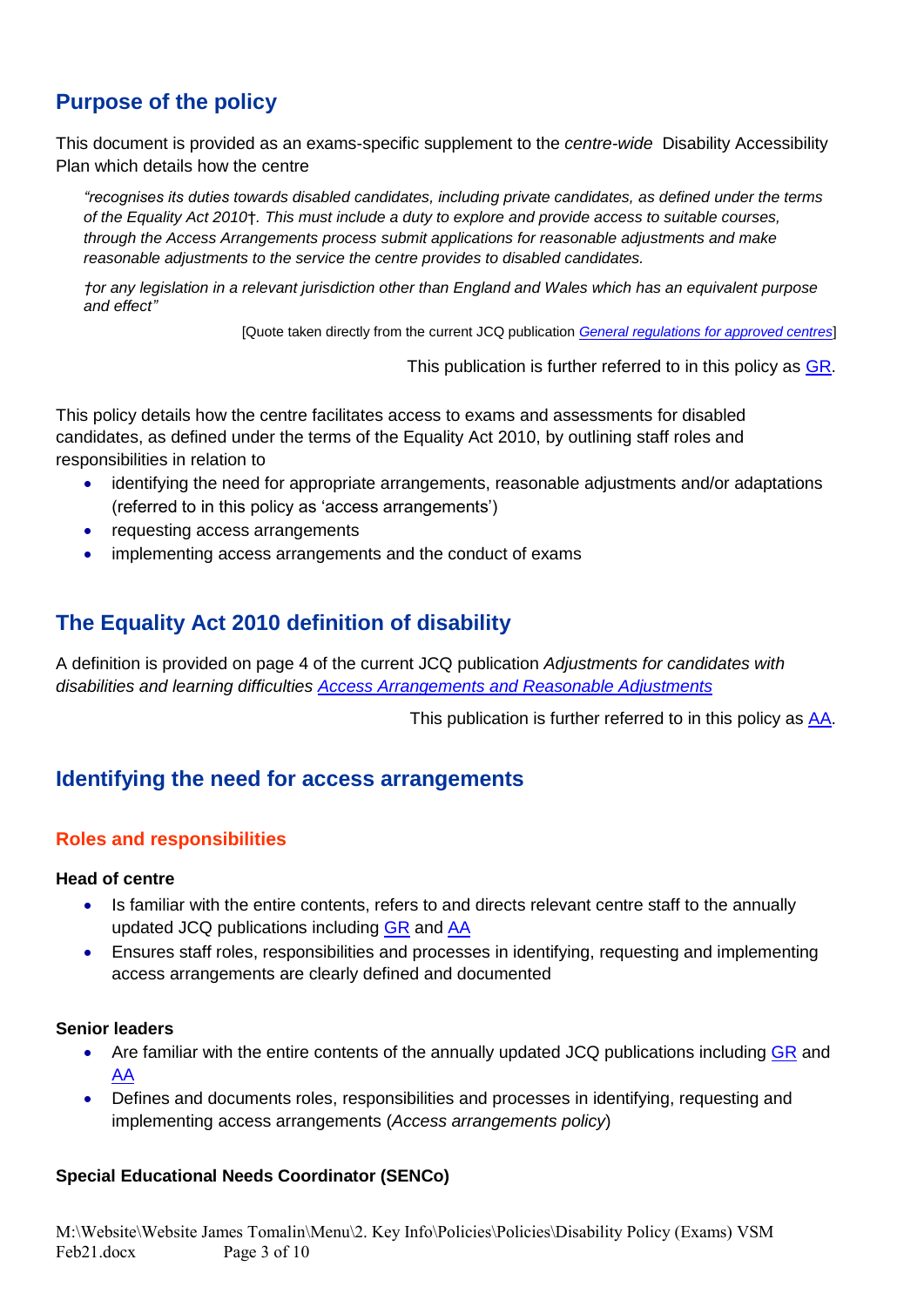## Purpose of the policy

This document is provided as an exams-specific supplement to the *centre-wide* Disability Accessibility Plan which details how the centre

> *"recognises its duties towards disabled candidates, including private candidates, as defined under the terms of the Equality Act 2010†. This must include a duty to explore and provide access to suitable courses, through the Access Arrangements process submit applications for reasonable adjustments and make reasonable adjustments to the service the centre provides to disabled candidates.*
>
> *†or any legislation in a relevant jurisdiction other than England and Wales which has an equivalent purpose and effect"*

[Quote taken directly from the current JCQ publication [*General regulations for approved centres*]]

This publication is further referred to in this policy as GR.

This policy details how the centre facilitates access to exams and assessments for disabled candidates, as defined under the terms of the Equality Act 2010, by outlining staff roles and responsibilities in relation to

- identifying the need for appropriate arrangements, reasonable adjustments and/or adaptations (referred to in this policy as 'access arrangements')
- requesting access arrangements
- implementing access arrangements and the conduct of exams

## The Equality Act 2010 definition of disability

A definition is provided on page 4 of the current JCQ publication *Adjustments for candidates with disabilities and learning difficulties* *Access Arrangements and Reasonable Adjustments*

This publication is further referred to in this policy as AA.

## Identifying the need for access arrangements

### Roles and responsibilities

**Head of centre**

- Is familiar with the entire contents, refers to and directs relevant centre staff to the annually updated JCQ publications including GR and AA
- Ensures staff roles, responsibilities and processes in identifying, requesting and implementing access arrangements are clearly defined and documented

**Senior leaders**

- Are familiar with the entire contents of the annually updated JCQ publications including GR and AA
- Defines and documents roles, responsibilities and processes in identifying, requesting and implementing access arrangements (*Access arrangements policy*)

**Special Educational Needs Coordinator (SENCo)**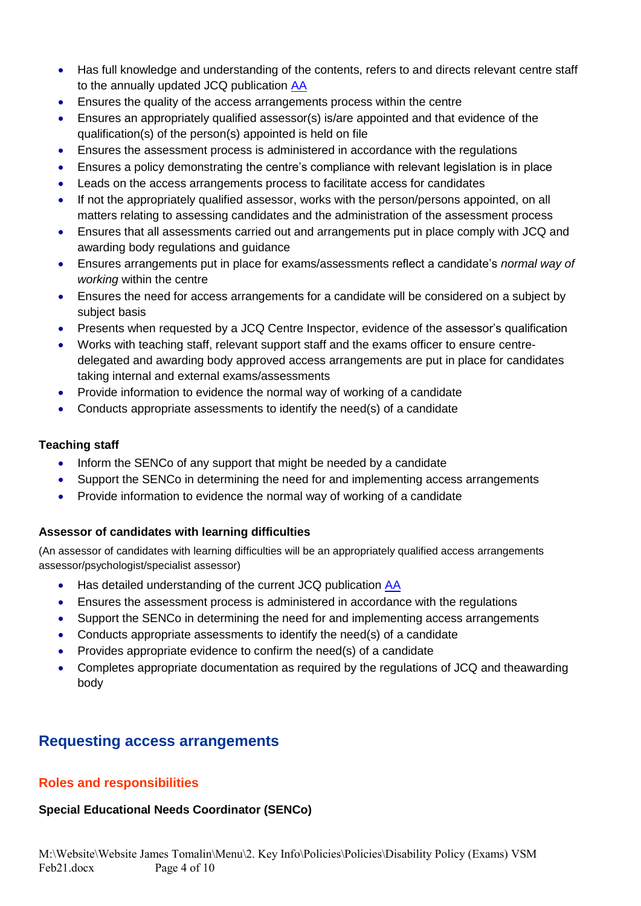- Has full knowledge and understanding of the contents, refers to and directs relevant centre staff to the annually updated JCQ publication [AA]
- Ensures the quality of the access arrangements process within the centre
- Ensures an appropriately qualified assessor(s) is/are appointed and that evidence of the qualification(s) of the person(s) appointed is held on file
- Ensures the assessment process is administered in accordance with the regulations
- Ensures a policy demonstrating the centre's compliance with relevant legislation is in place
- Leads on the access arrangements process to facilitate access for candidates
- If not the appropriately qualified assessor, works with the person/persons appointed, on all matters relating to assessing candidates and the administration of the assessment process
- Ensures that all assessments carried out and arrangements put in place comply with JCQ and awarding body regulations and guidance
- Ensures arrangements put in place for exams/assessments reflect a candidate's *normal way of working* within the centre
- Ensures the need for access arrangements for a candidate will be considered on a subject by subject basis
- Presents when requested by a JCQ Centre Inspector, evidence of the assessor's qualification
- Works with teaching staff, relevant support staff and the exams officer to ensure centre-delegated and awarding body approved access arrangements are put in place for candidates taking internal and external exams/assessments
- Provide information to evidence the normal way of working of a candidate
- Conducts appropriate assessments to identify the need(s) of a candidate

**Teaching staff**

- Inform the SENCo of any support that might be needed by a candidate
- Support the SENCo in determining the need for and implementing access arrangements
- Provide information to evidence the normal way of working of a candidate

**Assessor of candidates with learning difficulties**

(An assessor of candidates with learning difficulties will be an appropriately qualified access arrangements assessor/psychologist/specialist assessor)

- Has detailed understanding of the current JCQ publication [AA]
- Ensures the assessment process is administered in accordance with the regulations
- Support the SENCo in determining the need for and implementing access arrangements
- Conducts appropriate assessments to identify the need(s) of a candidate
- Provides appropriate evidence to confirm the need(s) of a candidate
- Completes appropriate documentation as required by the regulations of JCQ and theawarding body

## Requesting access arrangements

### Roles and responsibilities

**Special Educational Needs Coordinator (SENCo)**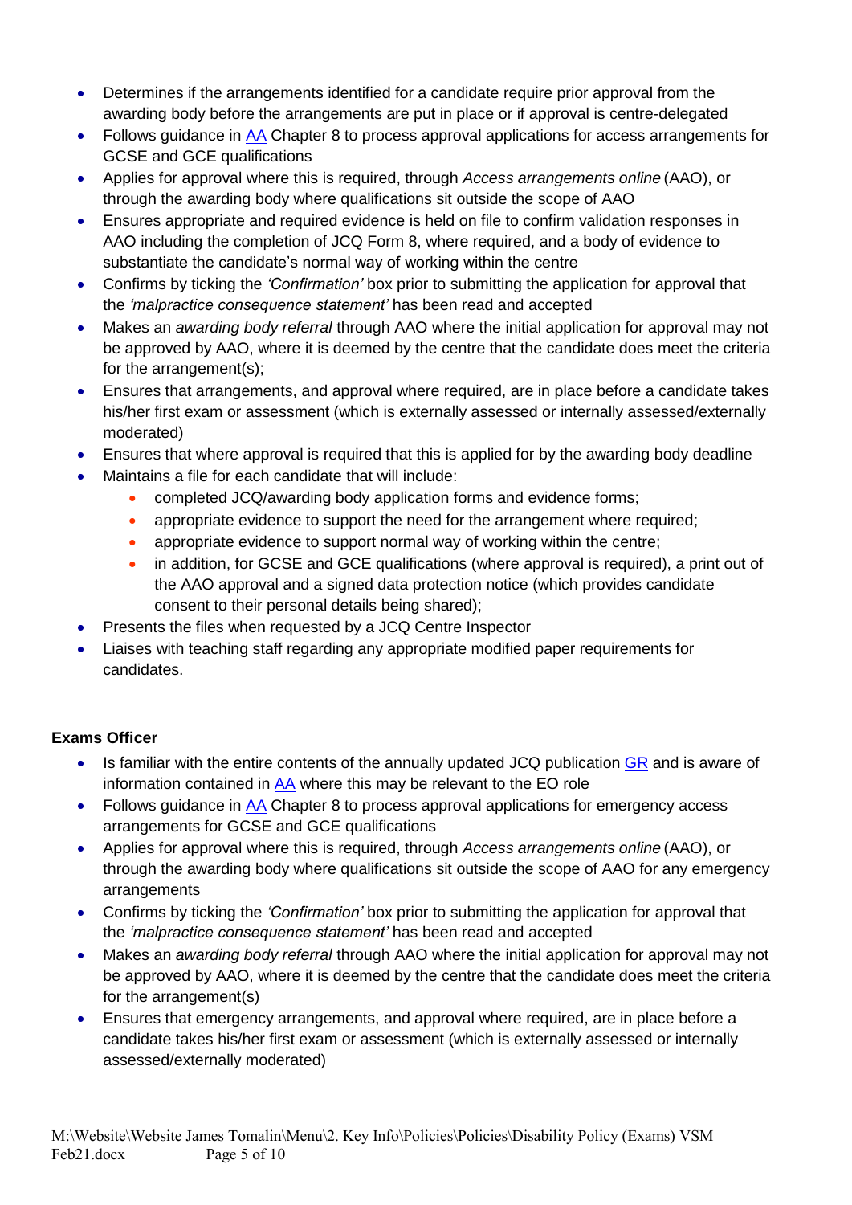- Determines if the arrangements identified for a candidate require prior approval from the awarding body before the arrangements are put in place or if approval is centre-delegated
- Follows guidance in AA Chapter 8 to process approval applications for access arrangements for GCSE and GCE qualifications
- Applies for approval where this is required, through *Access arrangements online* (AAO), or through the awarding body where qualifications sit outside the scope of AAO
- Ensures appropriate and required evidence is held on file to confirm validation responses in AAO including the completion of JCQ Form 8, where required, and a body of evidence to substantiate the candidate's normal way of working within the centre
- Confirms by ticking the *'Confirmation'* box prior to submitting the application for approval that the *'malpractice consequence statement'* has been read and accepted
- Makes an *awarding body referral* through AAO where the initial application for approval may not be approved by AAO, where it is deemed by the centre that the candidate does meet the criteria for the arrangement(s);
- Ensures that arrangements, and approval where required, are in place before a candidate takes his/her first exam or assessment (which is externally assessed or internally assessed/externally moderated)
- Ensures that where approval is required that this is applied for by the awarding body deadline
- Maintains a file for each candidate that will include:
    - completed JCQ/awarding body application forms and evidence forms;
    - appropriate evidence to support the need for the arrangement where required;
    - appropriate evidence to support normal way of working within the centre;
    - in addition, for GCSE and GCE qualifications (where approval is required), a print out of the AAO approval and a signed data protection notice (which provides candidate consent to their personal details being shared);
- Presents the files when requested by a JCQ Centre Inspector
- Liaises with teaching staff regarding any appropriate modified paper requirements for candidates.

**Exams Officer**

- Is familiar with the entire contents of the annually updated JCQ publication GR and is aware of information contained in AA where this may be relevant to the EO role
- Follows guidance in AA Chapter 8 to process approval applications for emergency access arrangements for GCSE and GCE qualifications
- Applies for approval where this is required, through *Access arrangements online* (AAO), or through the awarding body where qualifications sit outside the scope of AAO for any emergency arrangements
- Confirms by ticking the *'Confirmation'* box prior to submitting the application for approval that the *'malpractice consequence statement'* has been read and accepted
- Makes an *awarding body referral* through AAO where the initial application for approval may not be approved by AAO, where it is deemed by the centre that the candidate does meet the criteria for the arrangement(s)
- Ensures that emergency arrangements, and approval where required, are in place before a candidate takes his/her first exam or assessment (which is externally assessed or internally assessed/externally moderated)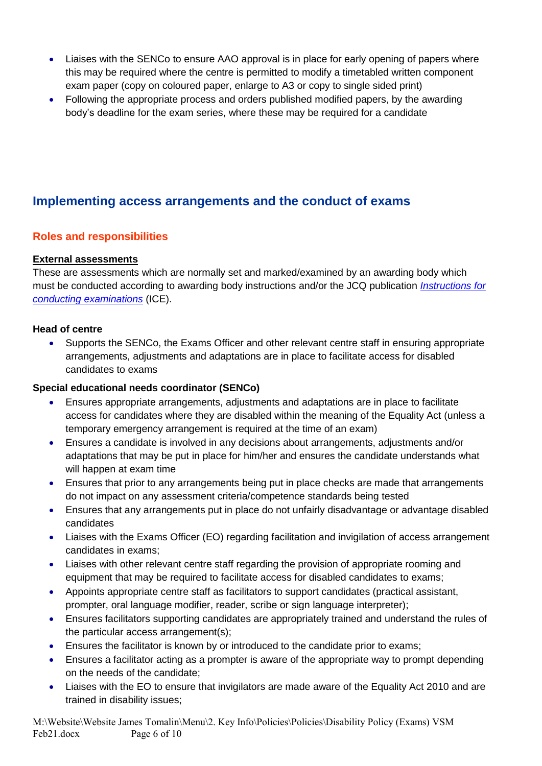- Liaises with the SENCo to ensure AAO approval is in place for early opening of papers where this may be required where the centre is permitted to modify a timetabled written component exam paper (copy on coloured paper, enlarge to A3 or copy to single sided print)
- Following the appropriate process and orders published modified papers, by the awarding body's deadline for the exam series, where these may be required for a candidate

## Implementing access arrangements and the conduct of exams

### Roles and responsibilities

**External assessments**

These are assessments which are normally set and marked/examined by an awarding body which must be conducted according to awarding body instructions and/or the JCQ publication *Instructions for conducting examinations* (ICE).

**Head of centre**

- Supports the SENCo, the Exams Officer and other relevant centre staff in ensuring appropriate arrangements, adjustments and adaptations are in place to facilitate access for disabled candidates to exams

**Special educational needs coordinator (SENCo)**

- Ensures appropriate arrangements, adjustments and adaptations are in place to facilitate access for candidates where they are disabled within the meaning of the Equality Act (unless a temporary emergency arrangement is required at the time of an exam)
- Ensures a candidate is involved in any decisions about arrangements, adjustments and/or adaptations that may be put in place for him/her and ensures the candidate understands what will happen at exam time
- Ensures that prior to any arrangements being put in place checks are made that arrangements do not impact on any assessment criteria/competence standards being tested
- Ensures that any arrangements put in place do not unfairly disadvantage or advantage disabled candidates
- Liaises with the Exams Officer (EO) regarding facilitation and invigilation of access arrangement candidates in exams;
- Liaises with other relevant centre staff regarding the provision of appropriate rooming and equipment that may be required to facilitate access for disabled candidates to exams;
- Appoints appropriate centre staff as facilitators to support candidates (practical assistant, prompter, oral language modifier, reader, scribe or sign language interpreter);
- Ensures facilitators supporting candidates are appropriately trained and understand the rules of the particular access arrangement(s);
- Ensures the facilitator is known by or introduced to the candidate prior to exams;
- Ensures a facilitator acting as a prompter is aware of the appropriate way to prompt depending on the needs of the candidate;
- Liaises with the EO to ensure that invigilators are made aware of the Equality Act 2010 and are trained in disability issues;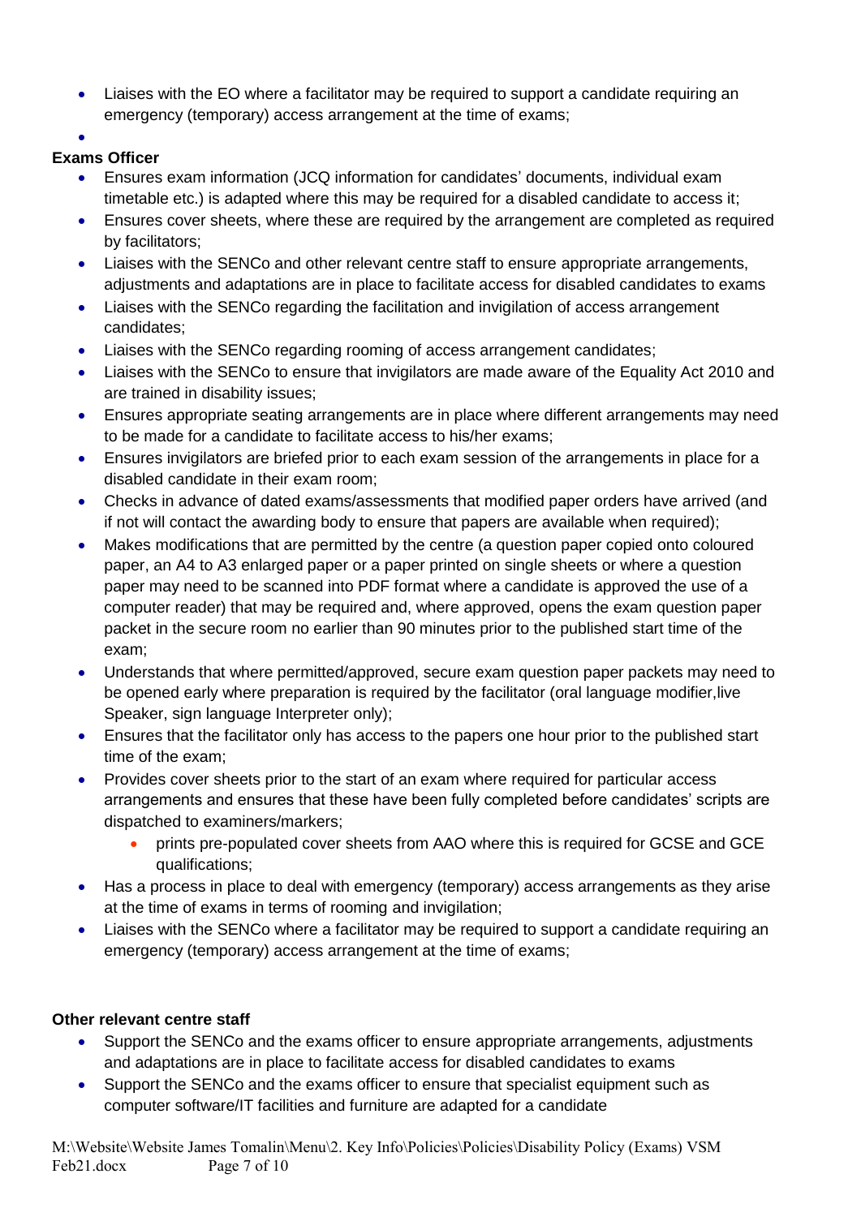- Liaises with the EO where a facilitator may be required to support a candidate requiring an emergency (temporary) access arrangement at the time of exams;

**Exams Officer**

- Ensures exam information (JCQ information for candidates' documents, individual exam timetable etc.) is adapted where this may be required for a disabled candidate to access it;
- Ensures cover sheets, where these are required by the arrangement are completed as required by facilitators;
- Liaises with the SENCo and other relevant centre staff to ensure appropriate arrangements, adjustments and adaptations are in place to facilitate access for disabled candidates to exams
- Liaises with the SENCo regarding the facilitation and invigilation of access arrangement candidates;
- Liaises with the SENCo regarding rooming of access arrangement candidates;
- Liaises with the SENCo to ensure that invigilators are made aware of the Equality Act 2010 and are trained in disability issues;
- Ensures appropriate seating arrangements are in place where different arrangements may need to be made for a candidate to facilitate access to his/her exams;
- Ensures invigilators are briefed prior to each exam session of the arrangements in place for a disabled candidate in their exam room;
- Checks in advance of dated exams/assessments that modified paper orders have arrived (and if not will contact the awarding body to ensure that papers are available when required);
- Makes modifications that are permitted by the centre (a question paper copied onto coloured paper, an A4 to A3 enlarged paper or a paper printed on single sheets or where a question paper may need to be scanned into PDF format where a candidate is approved the use of a computer reader) that may be required and, where approved, opens the exam question paper packet in the secure room no earlier than 90 minutes prior to the published start time of the exam;
- Understands that where permitted/approved, secure exam question paper packets may need to be opened early where preparation is required by the facilitator (oral language modifier,live Speaker, sign language Interpreter only);
- Ensures that the facilitator only has access to the papers one hour prior to the published start time of the exam;
- Provides cover sheets prior to the start of an exam where required for particular access arrangements and ensures that these have been fully completed before candidates' scripts are dispatched to examiners/markers;
  - prints pre-populated cover sheets from AAO where this is required for GCSE and GCE qualifications;
- Has a process in place to deal with emergency (temporary) access arrangements as they arise at the time of exams in terms of rooming and invigilation;
- Liaises with the SENCo where a facilitator may be required to support a candidate requiring an emergency (temporary) access arrangement at the time of exams;

**Other relevant centre staff**

- Support the SENCo and the exams officer to ensure appropriate arrangements, adjustments and adaptations are in place to facilitate access for disabled candidates to exams
- Support the SENCo and the exams officer to ensure that specialist equipment such as computer software/IT facilities and furniture are adapted for a candidate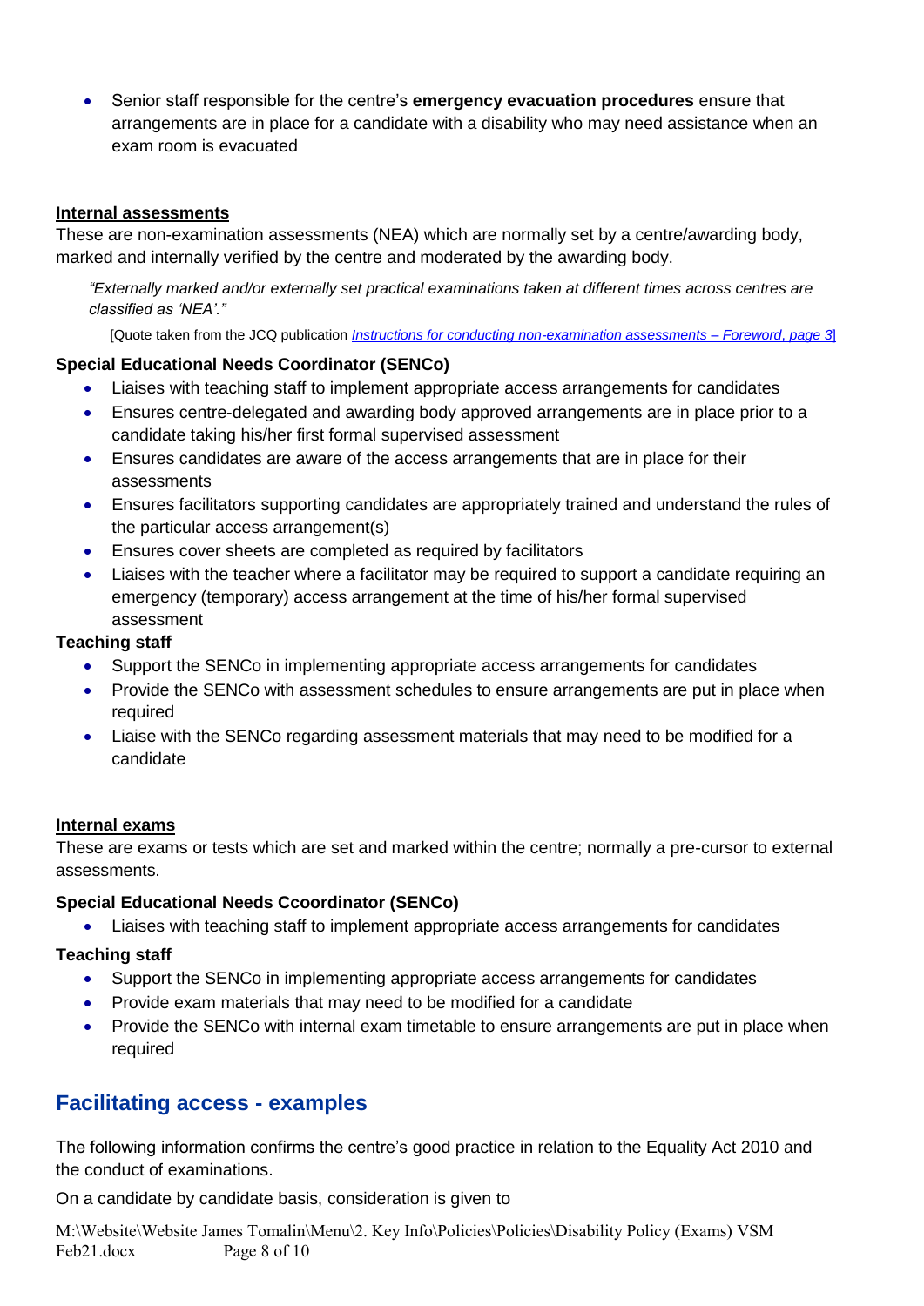- Senior staff responsible for the centre's **emergency evacuation procedures** ensure that arrangements are in place for a candidate with a disability who may need assistance when an exam room is evacuated

**Internal assessments**

These are non-examination assessments (NEA) which are normally set by a centre/awarding body, marked and internally verified by the centre and moderated by the awarding body.

> *"Externally marked and/or externally set practical examinations taken at different times across centres are classified as 'NEA'."*
>
> [Quote taken from the JCQ publication *Instructions for conducting non-examination assessments – Foreword, page 3*]

**Special Educational Needs Coordinator (SENCo)**

- Liaises with teaching staff to implement appropriate access arrangements for candidates
- Ensures centre-delegated and awarding body approved arrangements are in place prior to a candidate taking his/her first formal supervised assessment
- Ensures candidates are aware of the access arrangements that are in place for their assessments
- Ensures facilitators supporting candidates are appropriately trained and understand the rules of the particular access arrangement(s)
- Ensures cover sheets are completed as required by facilitators
- Liaises with the teacher where a facilitator may be required to support a candidate requiring an emergency (temporary) access arrangement at the time of his/her formal supervised assessment

**Teaching staff**

- Support the SENCo in implementing appropriate access arrangements for candidates
- Provide the SENCo with assessment schedules to ensure arrangements are put in place when required
- Liaise with the SENCo regarding assessment materials that may need to be modified for a candidate

**Internal exams**

These are exams or tests which are set and marked within the centre; normally a pre-cursor to external assessments.

**Special Educational Needs Ccoordinator (SENCo)**

- Liaises with teaching staff to implement appropriate access arrangements for candidates

**Teaching staff**

- Support the SENCo in implementing appropriate access arrangements for candidates
- Provide exam materials that may need to be modified for a candidate
- Provide the SENCo with internal exam timetable to ensure arrangements are put in place when required

## Facilitating access - examples

The following information confirms the centre's good practice in relation to the Equality Act 2010 and the conduct of examinations.

On a candidate by candidate basis, consideration is given to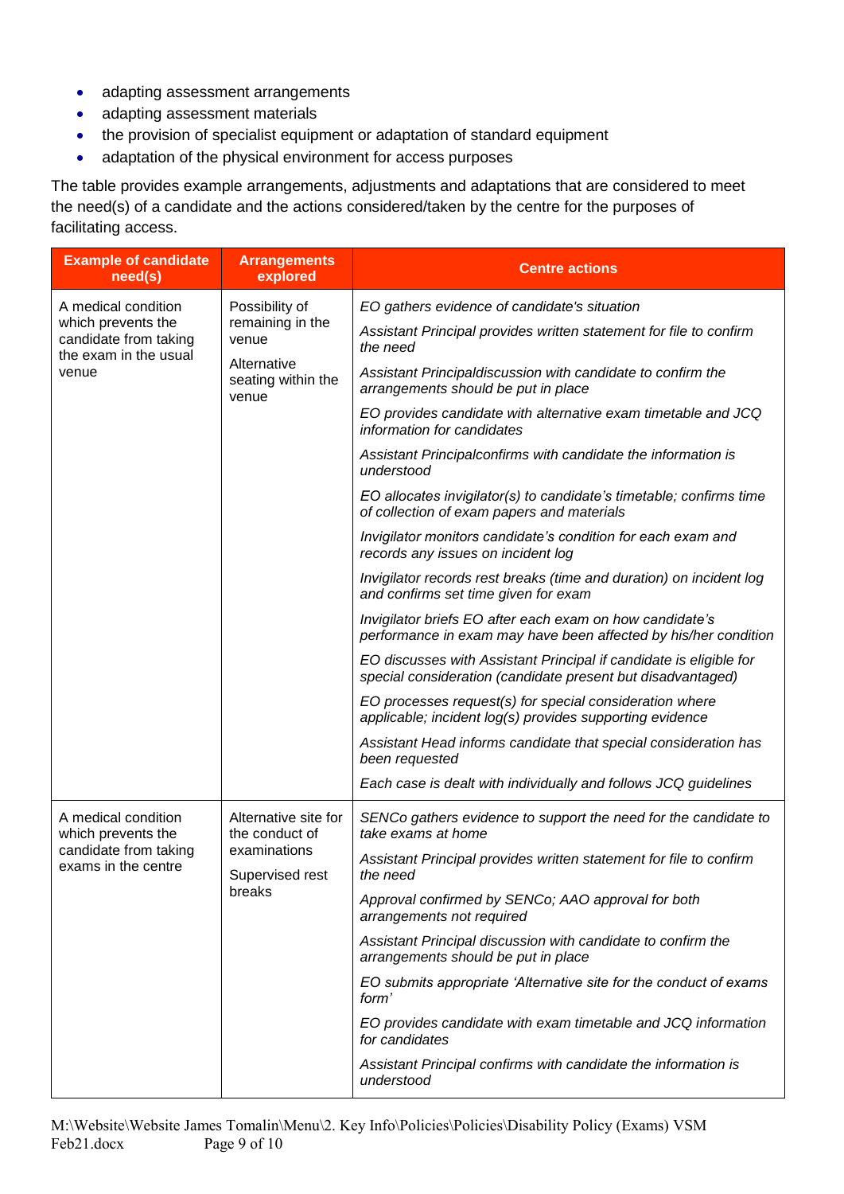- adapting assessment arrangements
- adapting assessment materials
- the provision of specialist equipment or adaptation of standard equipment
- adaptation of the physical environment for access purposes

The table provides example arrangements, adjustments and adaptations that are considered to meet the need(s) of a candidate and the actions considered/taken by the centre for the purposes of facilitating access.

| Example of candidate need(s) | Arrangements explored | Centre actions |
|---|---|---|
| A medical condition which prevents the candidate from taking the exam in the usual venue | Possibility of remaining in the venue<br><br>Alternative seating within the venue | *EO gathers evidence of candidate's situation*<br><br>*Assistant Principal provides written statement for file to confirm the need*<br><br>*Assistant Principaldiscussion with candidate to confirm the arrangements should be put in place*<br><br>*EO provides candidate with alternative exam timetable and JCQ information for candidates*<br><br>*Assistant Principalconfirms with candidate the information is understood*<br><br>*EO allocates invigilator(s) to candidate's timetable; confirms time of collection of exam papers and materials*<br><br>*Invigilator monitors candidate's condition for each exam and records any issues on incident log*<br><br>*Invigilator records rest breaks (time and duration) on incident log and confirms set time given for exam*<br><br>*Invigilator briefs EO after each exam on how candidate's performance in exam may have been affected by his/her condition*<br><br>*EO discusses with Assistant Principal if candidate is eligible for special consideration (candidate present but disadvantaged)*<br><br>*EO processes request(s) for special consideration where applicable; incident log(s) provides supporting evidence*<br><br>*Assistant Head informs candidate that special consideration has been requested*<br><br>*Each case is dealt with individually and follows JCQ guidelines* |
| A medical condition which prevents the candidate from taking exams in the centre | Alternative site for the conduct of examinations<br><br>Supervised rest breaks | *SENCo gathers evidence to support the need for the candidate to take exams at home*<br><br>*Assistant Principal provides written statement for file to confirm the need*<br><br>*Approval confirmed by SENCo; AAO approval for both arrangements not required*<br><br>*Assistant Principal discussion with candidate to confirm the arrangements should be put in place*<br><br>*EO submits appropriate 'Alternative site for the conduct of exams form'*<br><br>*EO provides candidate with exam timetable and JCQ information for candidates*<br><br>*Assistant Principal confirms with candidate the information is understood* |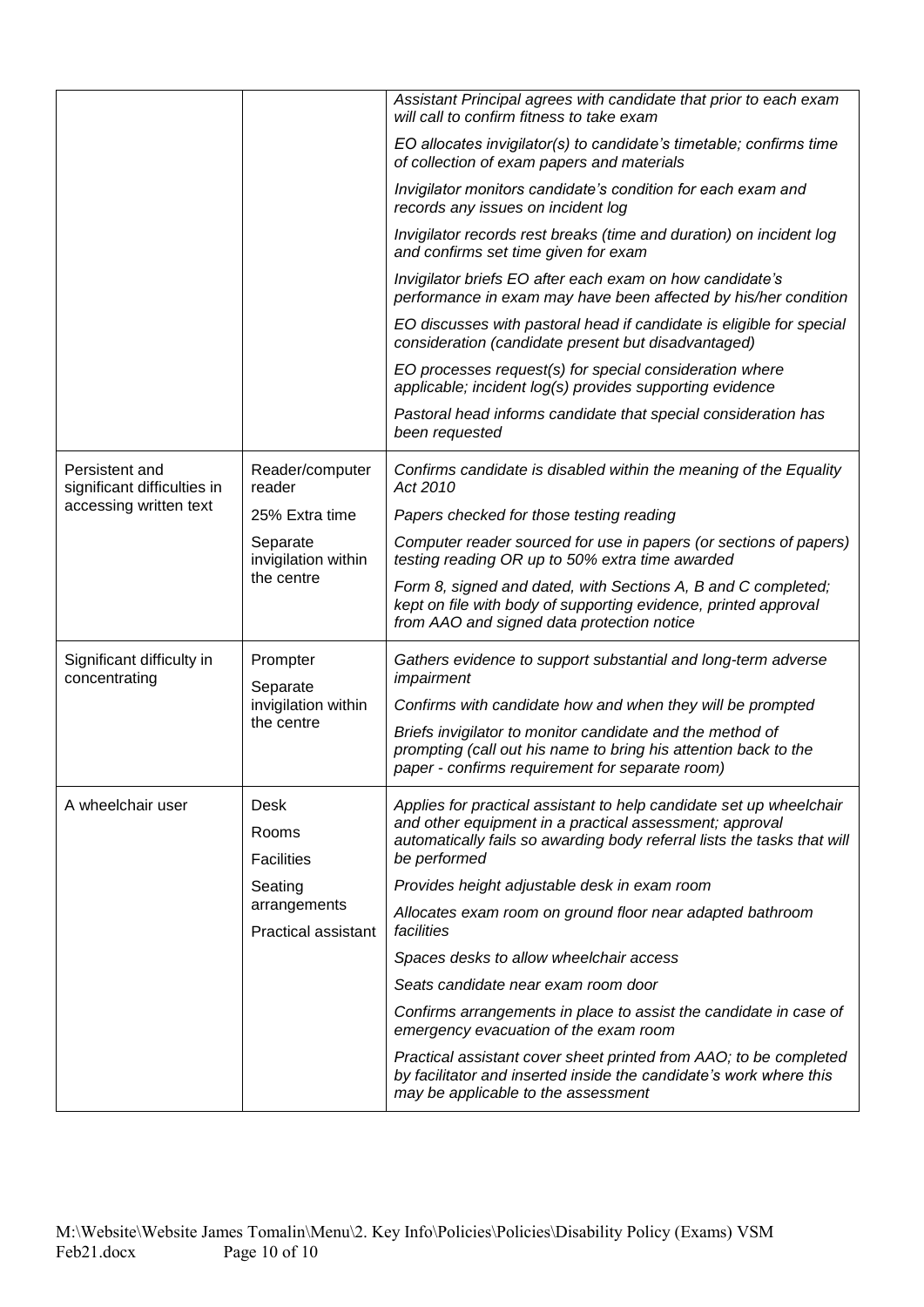| | | |
|---|---|---|
| | | *Assistant Principal agrees with candidate that prior to each exam will call to confirm fitness to take exam*<br><br>*EO allocates invigilator(s) to candidate's timetable; confirms time of collection of exam papers and materials*<br><br>*Invigilator monitors candidate's condition for each exam and records any issues on incident log*<br><br>*Invigilator records rest breaks (time and duration) on incident log and confirms set time given for exam*<br><br>*Invigilator briefs EO after each exam on how candidate's performance in exam may have been affected by his/her condition*<br><br>*EO discusses with pastoral head if candidate is eligible for special consideration (candidate present but disadvantaged)*<br><br>*EO processes request(s) for special consideration where applicable; incident log(s) provides supporting evidence*<br><br>*Pastoral head informs candidate that special consideration has been requested* |
| Persistent and significant difficulties in accessing written text | Reader/computer reader<br><br>25% Extra time<br><br>Separate invigilation within the centre | *Confirms candidate is disabled within the meaning of the Equality Act 2010*<br><br>*Papers checked for those testing reading*<br><br>*Computer reader sourced for use in papers (or sections of papers) testing reading OR up to 50% extra time awarded*<br><br>*Form 8, signed and dated, with Sections A, B and C completed; kept on file with body of supporting evidence, printed approval from AAO and signed data protection notice* |
| Significant difficulty in concentrating | Prompter<br><br>Separate invigilation within the centre | *Gathers evidence to support substantial and long-term adverse impairment*<br><br>*Confirms with candidate how and when they will be prompted*<br><br>*Briefs invigilator to monitor candidate and the method of prompting (call out his name to bring his attention back to the paper - confirms requirement for separate room)* |
| A wheelchair user | Desk<br><br>Rooms<br><br>Facilities<br><br>Seating arrangements<br><br>Practical assistant | *Applies for practical assistant to help candidate set up wheelchair and other equipment in a practical assessment; approval automatically fails so awarding body referral lists the tasks that will be performed*<br><br>*Provides height adjustable desk in exam room*<br><br>*Allocates exam room on ground floor near adapted bathroom facilities*<br><br>*Spaces desks to allow wheelchair access*<br><br>*Seats candidate near exam room door*<br><br>*Confirms arrangements in place to assist the candidate in case of emergency evacuation of the exam room*<br><br>*Practical assistant cover sheet printed from AAO; to be completed by facilitator and inserted inside the candidate's work where this may be applicable to the assessment* |